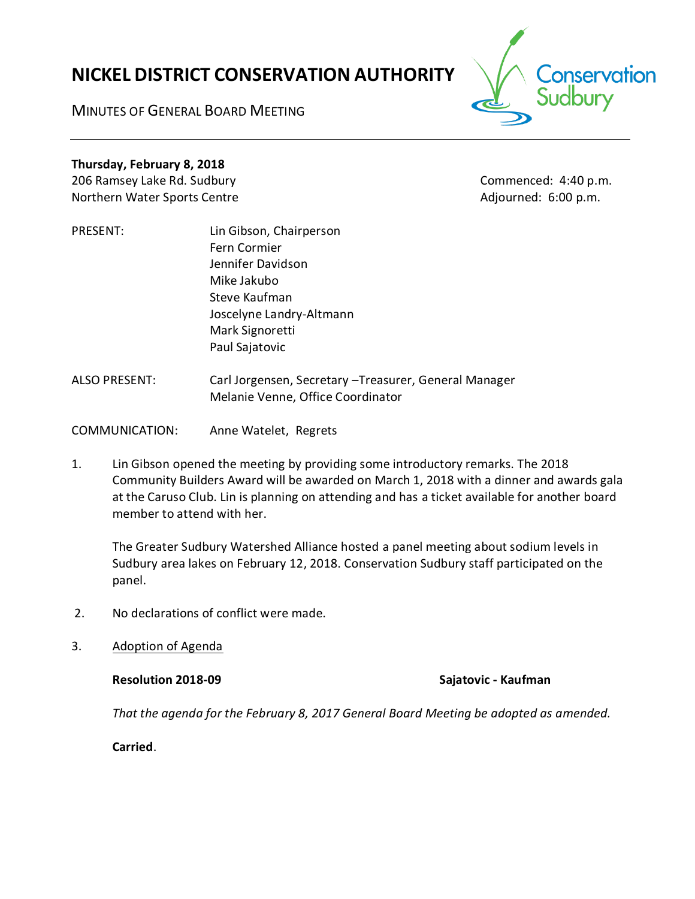# NICKEL DISTRICT CONSERVATION AUTHORITY

MINUTES OF GENERAL BOARD MEETING

**Thursday, February 8, 2018**

206 Ramsey Lake Rd. Sudbury
Northern Water Sports Centre

Commenced: 4:40 p.m.
Adjourned: 6:00 p.m.

PRESENT: Lin Gibson, Chairperson
Fern Cormier
Jennifer Davidson
Mike Jakubo
Steve Kaufman
Joscelyne Landry-Altmann
Mark Signoretti
Paul Sajatovic

ALSO PRESENT: Carl Jorgensen, Secretary –Treasurer, General Manager
Melanie Venne, Office Coordinator

COMMUNICATION: Anne Watelet, Regrets

1. Lin Gibson opened the meeting by providing some introductory remarks. The 2018 Community Builders Award will be awarded on March 1, 2018 with a dinner and awards gala at the Caruso Club. Lin is planning on attending and has a ticket available for another board member to attend with her.

   The Greater Sudbury Watershed Alliance hosted a panel meeting about sodium levels in Sudbury area lakes on February 12, 2018. Conservation Sudbury staff participated on the panel.

2. No declarations of conflict were made.

3. Adoption of Agenda

   **Resolution 2018-09** **Sajatovic - Kaufman**

   *That the agenda for the February 8, 2017 General Board Meeting be adopted as amended.*

   **Carried**.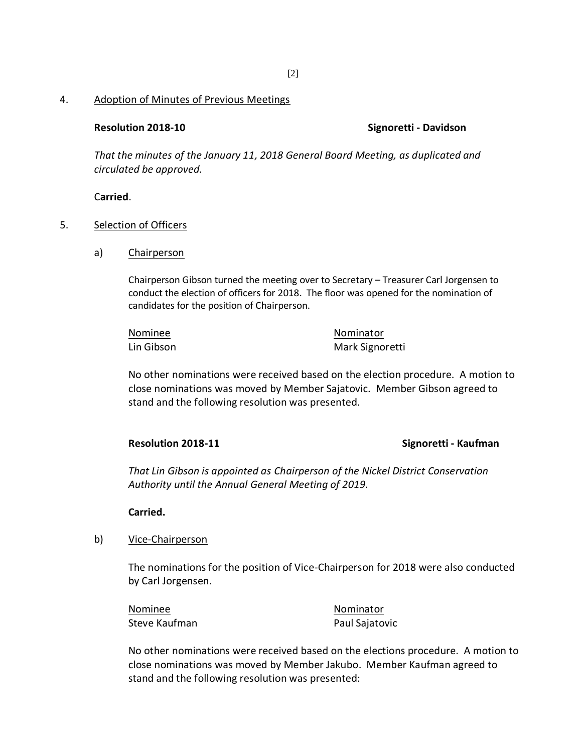4. Adoption of Minutes of Previous Meetings

**Resolution 2018-10** **Signoretti - Davidson**

*That the minutes of the January 11, 2018 General Board Meeting, as duplicated and circulated be approved.*

C**arried**.

5. Selection of Officers

a) Chairperson

Chairperson Gibson turned the meeting over to Secretary – Treasurer Carl Jorgensen to conduct the election of officers for 2018. The floor was opened for the nomination of candidates for the position of Chairperson.

| Nominee | Nominator |
| --- | --- |
| Lin Gibson | Mark Signoretti |

No other nominations were received based on the election procedure. A motion to close nominations was moved by Member Sajatovic. Member Gibson agreed to stand and the following resolution was presented.

**Resolution 2018-11** **Signoretti - Kaufman**

*That Lin Gibson is appointed as Chairperson of the Nickel District Conservation Authority until the Annual General Meeting of 2019.*

**Carried.**

b) Vice-Chairperson

The nominations for the position of Vice-Chairperson for 2018 were also conducted by Carl Jorgensen.

| Nominee | Nominator |
| --- | --- |
| Steve Kaufman | Paul Sajatovic |

No other nominations were received based on the elections procedure. A motion to close nominations was moved by Member Jakubo. Member Kaufman agreed to stand and the following resolution was presented: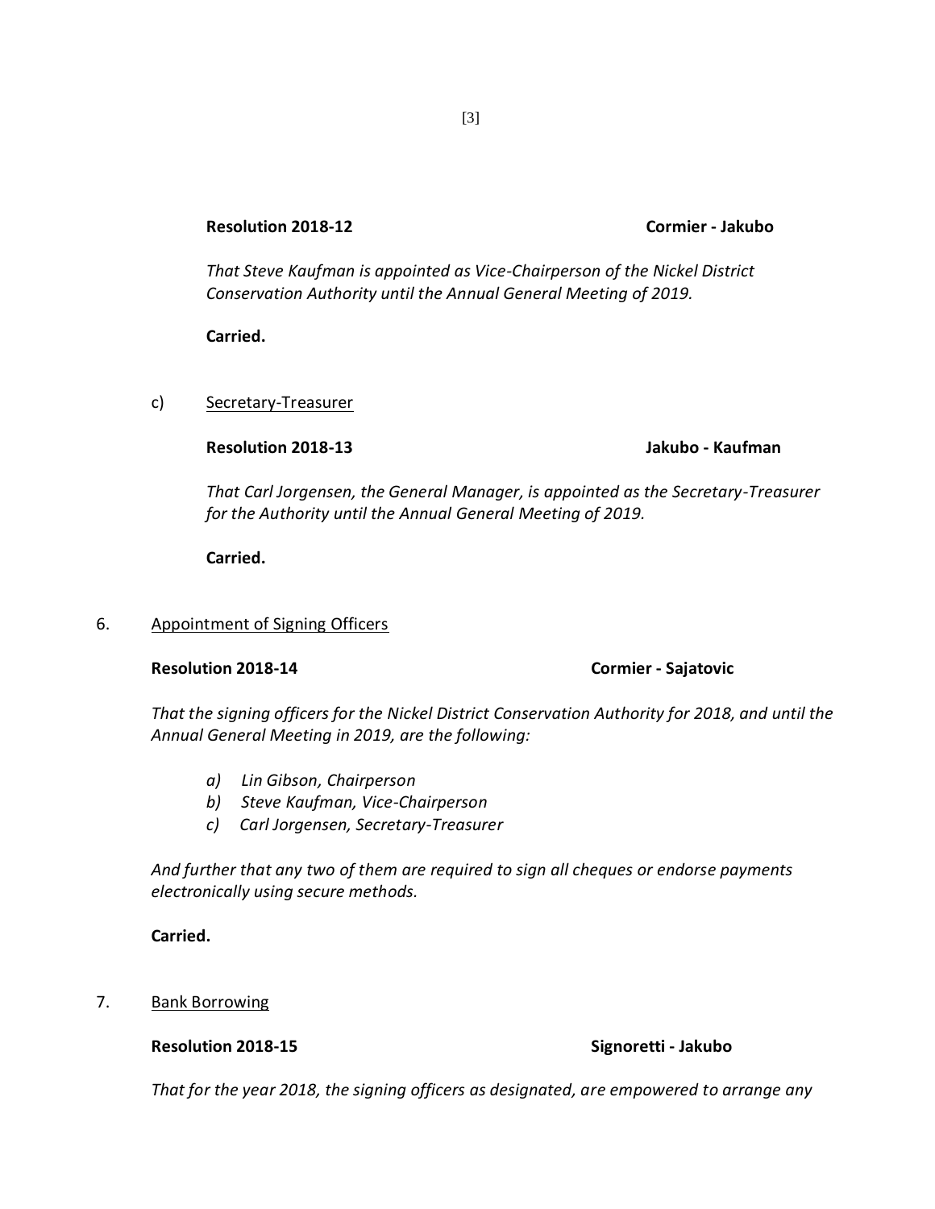**Resolution 2018-12** **Cormier - Jakubo**

*That Steve Kaufman is appointed as Vice-Chairperson of the Nickel District Conservation Authority until the Annual General Meeting of 2019.*

**Carried.**

c) Secretary-Treasurer

**Resolution 2018-13** **Jakubo - Kaufman**

*That Carl Jorgensen, the General Manager, is appointed as the Secretary-Treasurer for the Authority until the Annual General Meeting of 2019.*

**Carried.**

6. Appointment of Signing Officers

**Resolution 2018-14** **Cormier - Sajatovic**

*That the signing officers for the Nickel District Conservation Authority for 2018, and until the Annual General Meeting in 2019, are the following:*

*a) Lin Gibson, Chairperson*
*b) Steve Kaufman, Vice-Chairperson*
*c) Carl Jorgensen, Secretary-Treasurer*

*And further that any two of them are required to sign all cheques or endorse payments electronically using secure methods.*

**Carried.**

7. Bank Borrowing

**Resolution 2018-15** **Signoretti - Jakubo**

*That for the year 2018, the signing officers as designated, are empowered to arrange any*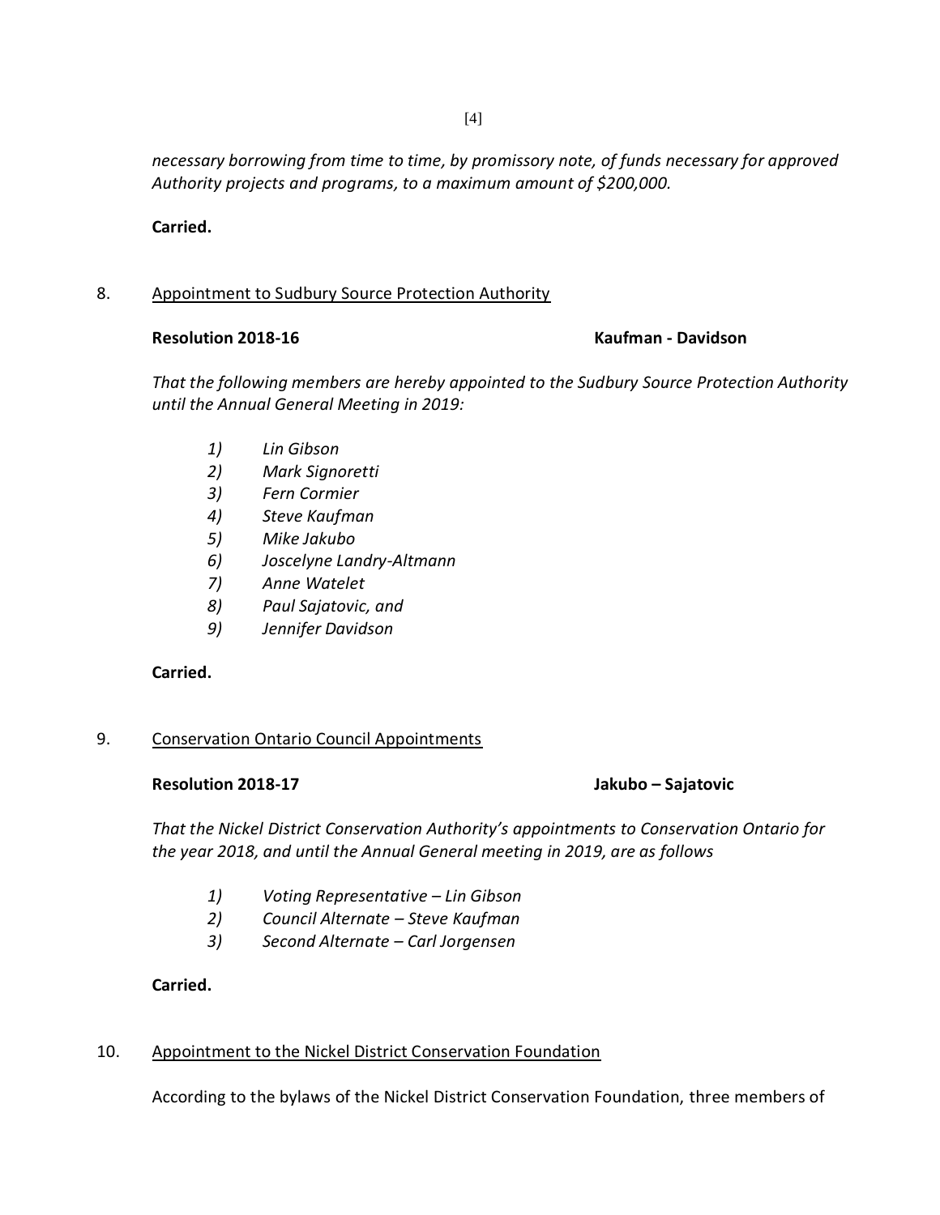*necessary borrowing from time to time, by promissory note, of funds necessary for approved Authority projects and programs, to a maximum amount of $200,000.*

**Carried.**

8. Appointment to Sudbury Source Protection Authority

**Resolution 2018-16** **Kaufman - Davidson**

*That the following members are hereby appointed to the Sudbury Source Protection Authority until the Annual General Meeting in 2019:*

*1) Lin Gibson*
*2) Mark Signoretti*
*3) Fern Cormier*
*4) Steve Kaufman*
*5) Mike Jakubo*
*6) Joscelyne Landry-Altmann*
*7) Anne Watelet*
*8) Paul Sajatovic, and*
*9) Jennifer Davidson*

**Carried.**

9. Conservation Ontario Council Appointments

**Resolution 2018-17** **Jakubo – Sajatovic**

*That the Nickel District Conservation Authority's appointments to Conservation Ontario for the year 2018, and until the Annual General meeting in 2019, are as follows*

*1) Voting Representative – Lin Gibson*
*2) Council Alternate – Steve Kaufman*
*3) Second Alternate – Carl Jorgensen*

**Carried.**

10. Appointment to the Nickel District Conservation Foundation

According to the bylaws of the Nickel District Conservation Foundation, three members of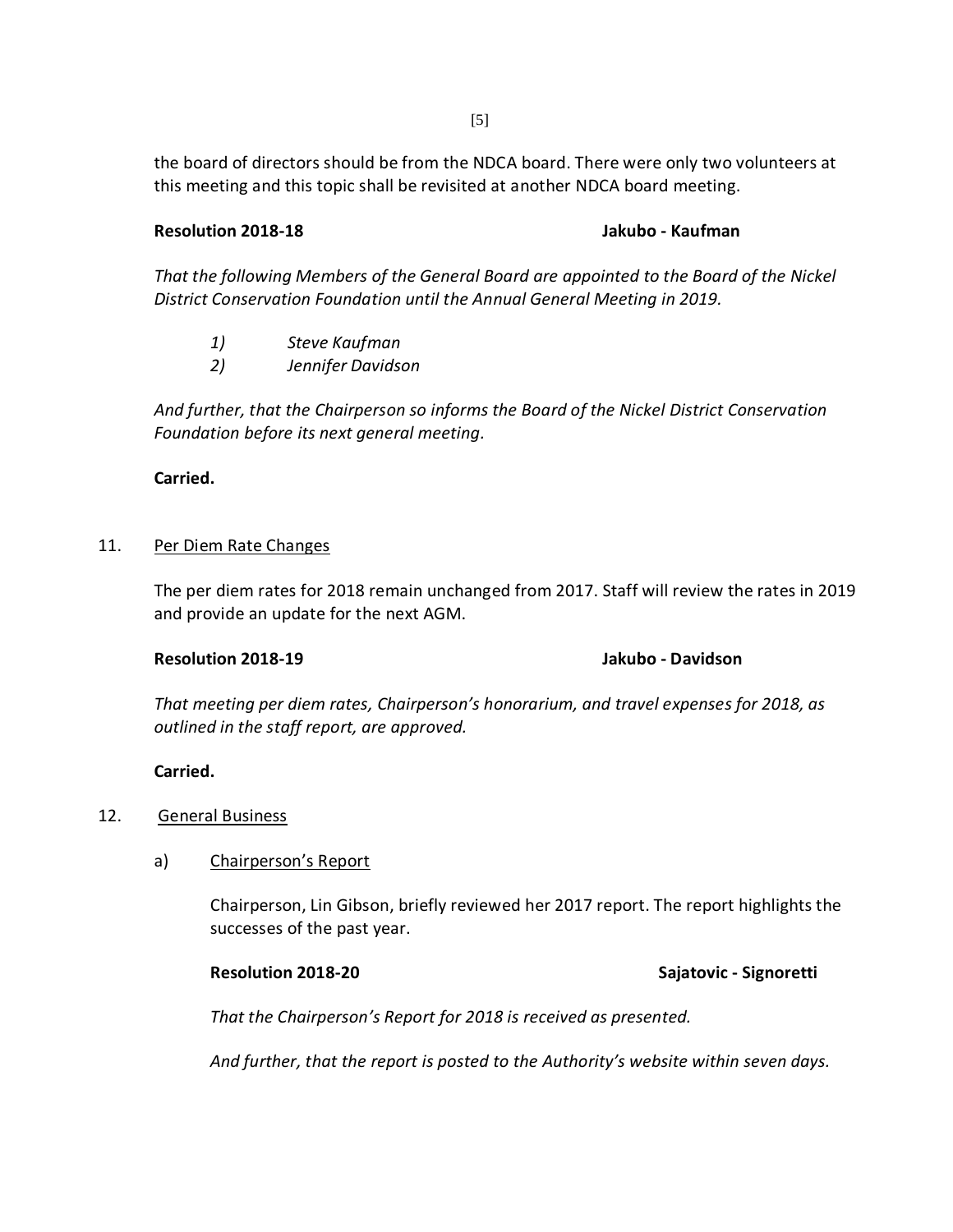the board of directors should be from the NDCA board. There were only two volunteers at this meeting and this topic shall be revisited at another NDCA board meeting.

**Resolution 2018-18** **Jakubo - Kaufman**

*That the following Members of the General Board are appointed to the Board of the Nickel District Conservation Foundation until the Annual General Meeting in 2019.*

*1) Steve Kaufman*
*2) Jennifer Davidson*

*And further, that the Chairperson so informs the Board of the Nickel District Conservation Foundation before its next general meeting.*

**Carried.**

11. Per Diem Rate Changes

The per diem rates for 2018 remain unchanged from 2017. Staff will review the rates in 2019 and provide an update for the next AGM.

**Resolution 2018-19** **Jakubo - Davidson**

*That meeting per diem rates, Chairperson's honorarium, and travel expenses for 2018, as outlined in the staff report, are approved.*

**Carried.**

12. General Business

a) Chairperson's Report

Chairperson, Lin Gibson, briefly reviewed her 2017 report. The report highlights the successes of the past year.

**Resolution 2018-20** **Sajatovic - Signoretti**

*That the Chairperson's Report for 2018 is received as presented.*

*And further, that the report is posted to the Authority's website within seven days.*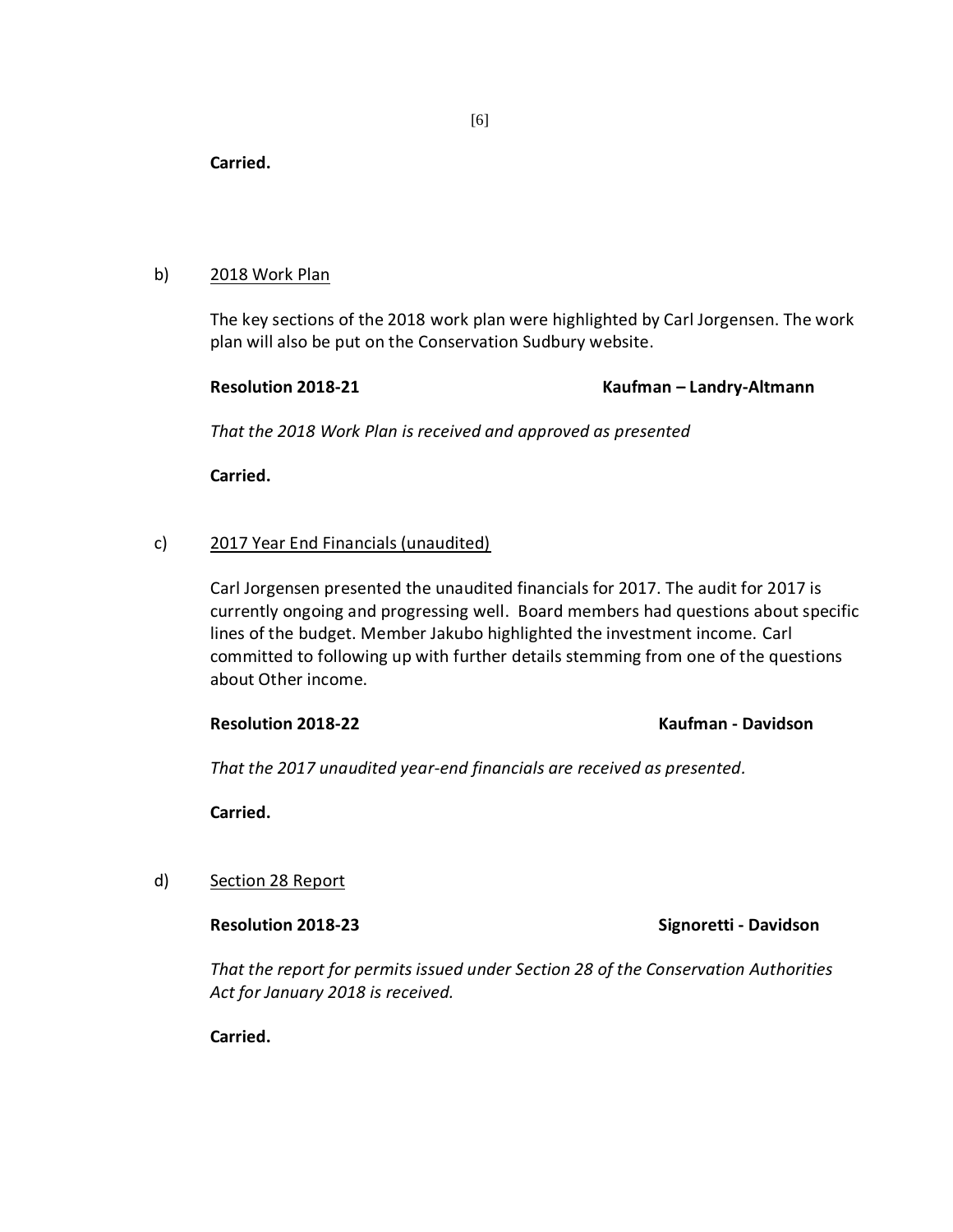**Carried.**

b) <u>2018 Work Plan</u>

The key sections of the 2018 work plan were highlighted by Carl Jorgensen. The work plan will also be put on the Conservation Sudbury website.

**Resolution 2018-21** **Kaufman – Landry-Altmann**

*That the 2018 Work Plan is received and approved as presented*

**Carried.**

c) <u>2017 Year End Financials (unaudited)</u>

Carl Jorgensen presented the unaudited financials for 2017. The audit for 2017 is currently ongoing and progressing well. Board members had questions about specific lines of the budget. Member Jakubo highlighted the investment income. Carl committed to following up with further details stemming from one of the questions about Other income.

**Resolution 2018-22** **Kaufman - Davidson**

*That the 2017 unaudited year-end financials are received as presented.*

**Carried.**

d) <u>Section 28 Report</u>

**Resolution 2018-23** **Signoretti - Davidson**

*That the report for permits issued under Section 28 of the Conservation Authorities Act for January 2018 is received.*

**Carried.**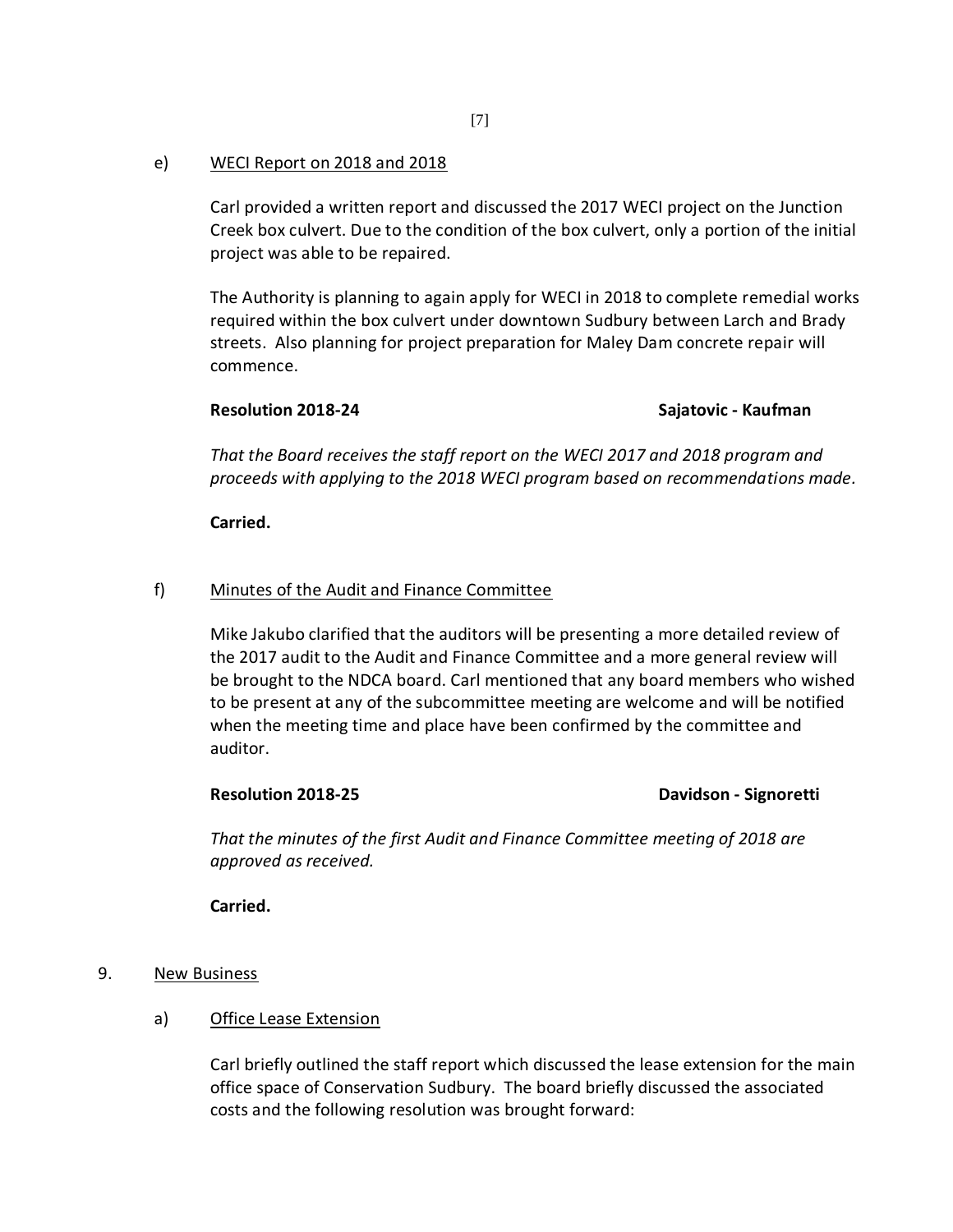e) <u>WECI Report on 2018 and 2018</u>

Carl provided a written report and discussed the 2017 WECI project on the Junction Creek box culvert. Due to the condition of the box culvert, only a portion of the initial project was able to be repaired.

The Authority is planning to again apply for WECI in 2018 to complete remedial works required within the box culvert under downtown Sudbury between Larch and Brady streets. Also planning for project preparation for Maley Dam concrete repair will commence.

**Resolution 2018-24** **Sajatovic - Kaufman**

*That the Board receives the staff report on the WECI 2017 and 2018 program and proceeds with applying to the 2018 WECI program based on recommendations made.*

**Carried.**

f) <u>Minutes of the Audit and Finance Committee</u>

Mike Jakubo clarified that the auditors will be presenting a more detailed review of the 2017 audit to the Audit and Finance Committee and a more general review will be brought to the NDCA board. Carl mentioned that any board members who wished to be present at any of the subcommittee meeting are welcome and will be notified when the meeting time and place have been confirmed by the committee and auditor.

**Resolution 2018-25** **Davidson - Signoretti**

*That the minutes of the first Audit and Finance Committee meeting of 2018 are approved as received.*

**Carried.**

9. <u>New Business</u>

a) <u>Office Lease Extension</u>

Carl briefly outlined the staff report which discussed the lease extension for the main office space of Conservation Sudbury. The board briefly discussed the associated costs and the following resolution was brought forward: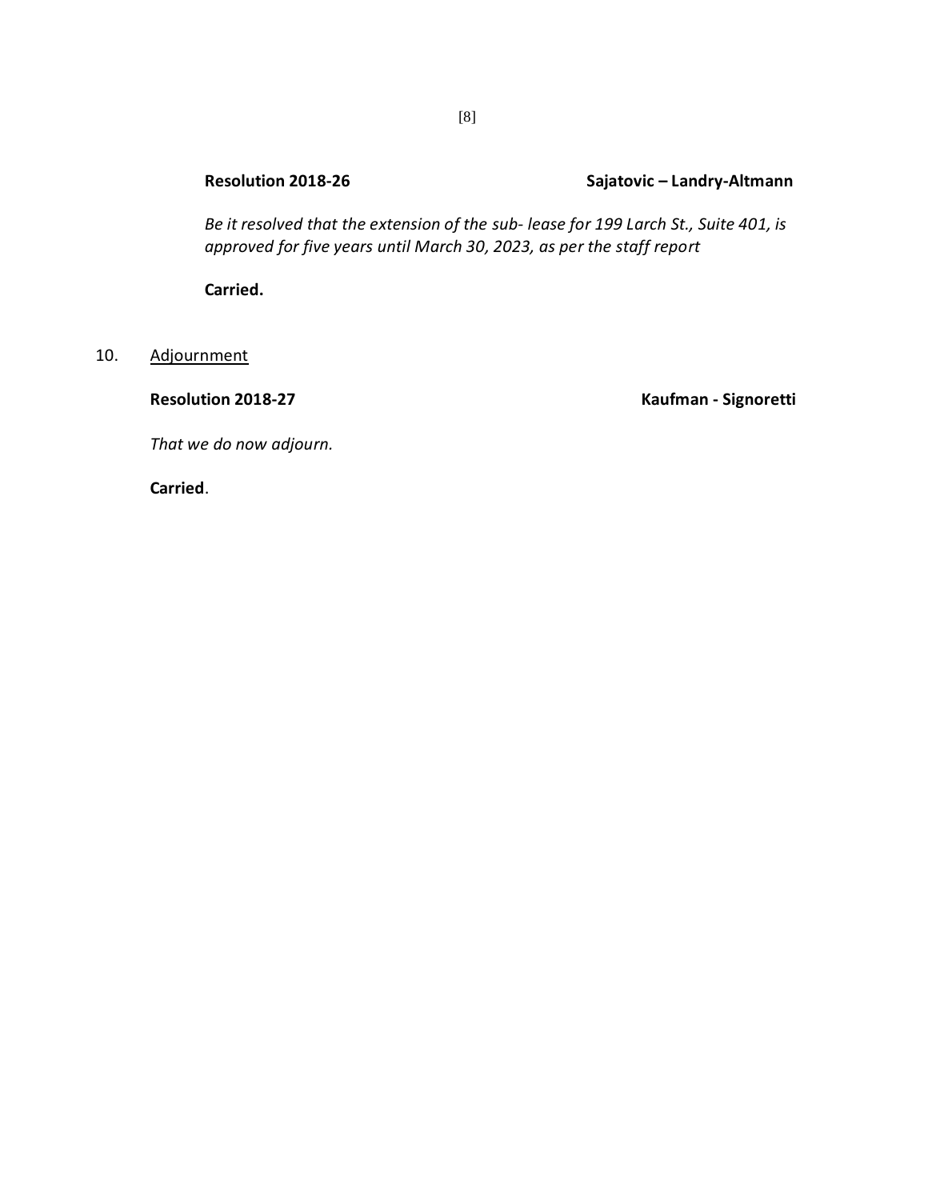**Resolution 2018-26** **Sajatovic – Landry-Altmann**

*Be it resolved that the extension of the sub- lease for 199 Larch St., Suite 401, is approved for five years until March 30, 2023, as per the staff report*

**Carried.**

10. Adjournment

**Resolution 2018-27** **Kaufman - Signoretti**

*That we do now adjourn.*

**Carried**.